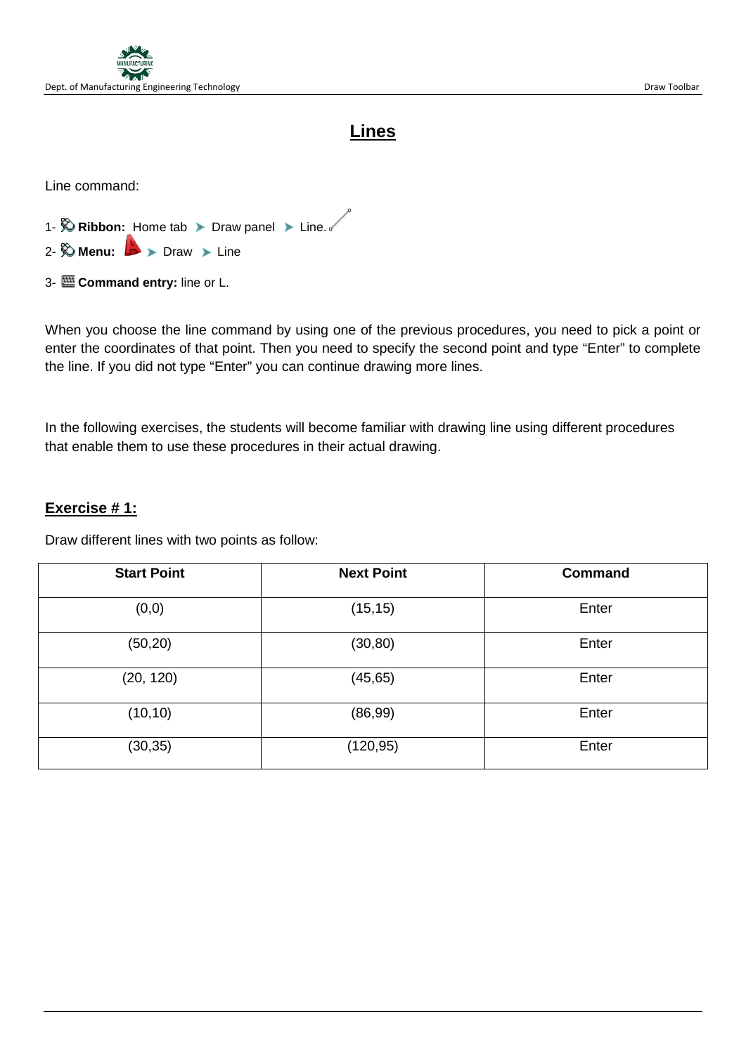# Lines

Line command:

1- **Ribbon:** Home tab ➤ Draw panel ➤ Line.

2- **Menu:** ➤ Draw ➤ Line

3- **Command entry:** line or L.

When you choose the line command by using one of the previous procedures, you need to pick a point or enter the coordinates of that point. Then you need to specify the second point and type "Enter" to complete the line. If you did not type "Enter" you can continue drawing more lines.

In the following exercises, the students will become familiar with drawing line using different procedures that enable them to use these procedures in their actual drawing.

## Exercise # 1:

Draw different lines with two points as follow:

| Start Point | Next Point | Command |
|---|---|---|
| (0,0) | (15,15) | Enter |
| (50,20) | (30,80) | Enter |
| (20, 120) | (45,65) | Enter |
| (10,10) | (86,99) | Enter |
| (30,35) | (120,95) | Enter |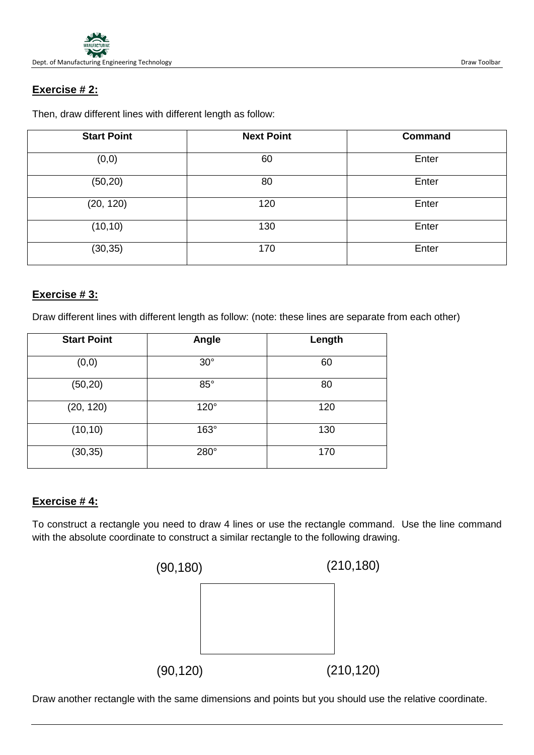**Exercise # 2:**

Then, draw different lines with different length as follow:

| Start Point | Next Point | Command |
|---|---|---|
| (0,0) | 60 | Enter |
| (50,20) | 80 | Enter |
| (20, 120) | 120 | Enter |
| (10,10) | 130 | Enter |
| (30,35) | 170 | Enter |

**Exercise # 3:**

Draw different lines with different length as follow: (note: these lines are separate from each other)

| Start Point | Angle | Length |
|---|---|---|
| (0,0) | 30° | 60 |
| (50,20) | 85° | 80 |
| (20, 120) | 120° | 120 |
| (10,10) | 163° | 130 |
| (30,35) | 280° | 170 |

**Exercise # 4:**

To construct a rectangle you need to draw 4 lines or use the rectangle command. Use the line command with the absolute coordinate to construct a similar rectangle to the following drawing.

(90,180) (210,180)

(90,120) (210,120)

Draw another rectangle with the same dimensions and points but you should use the relative coordinate.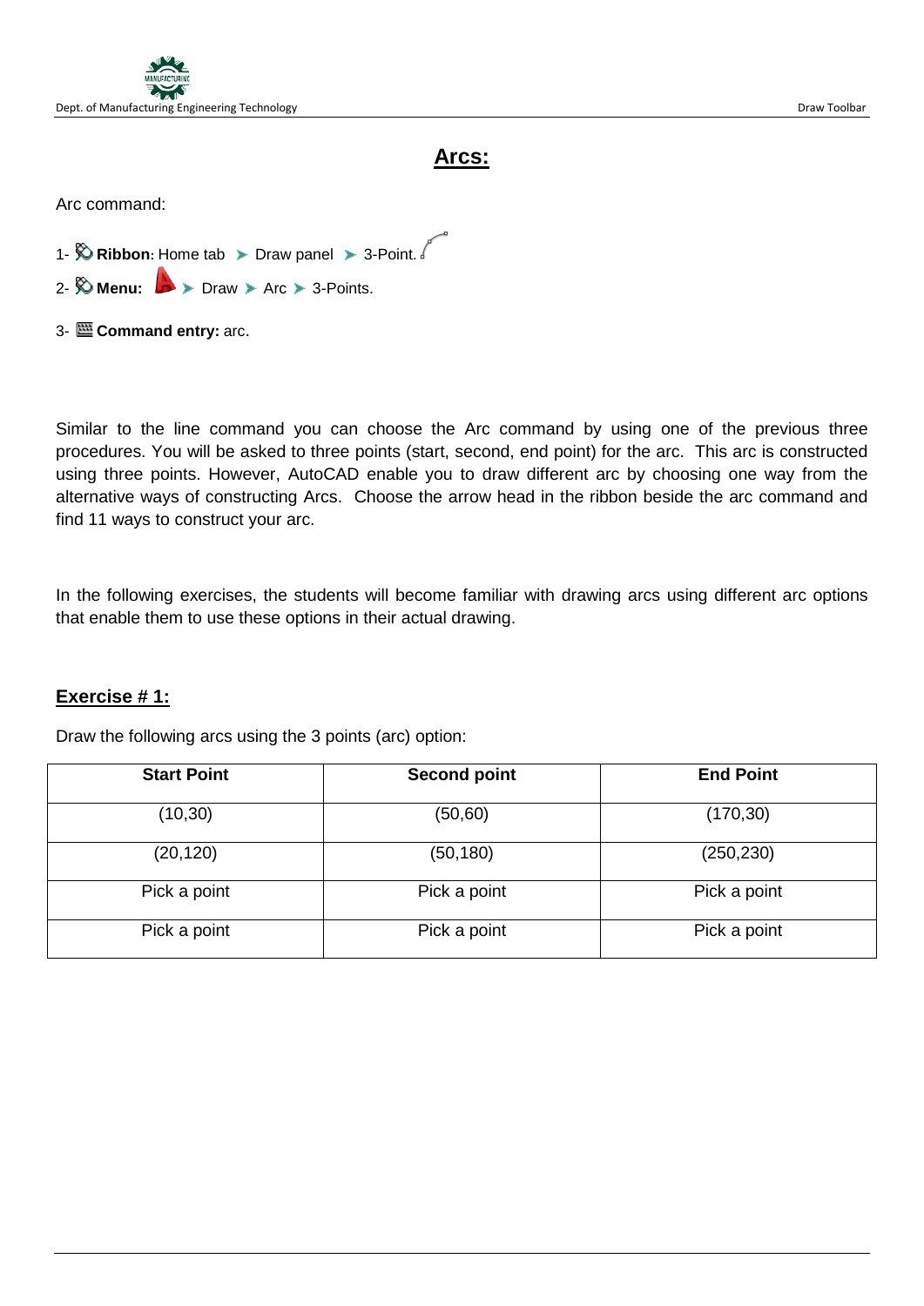# Arcs:

Arc command:

1- **Ribbon**: Home tab ➤ Draw panel ➤ 3-Point.

2- **Menu:** ➤ Draw ➤ Arc ➤ 3-Points.

3- **Command entry:** arc.

Similar to the line command you can choose the Arc command by using one of the previous three procedures. You will be asked to three points (start, second, end point) for the arc. This arc is constructed using three points. However, AutoCAD enable you to draw different arc by choosing one way from the alternative ways of constructing Arcs. Choose the arrow head in the ribbon beside the arc command and find 11 ways to construct your arc.

In the following exercises, the students will become familiar with drawing arcs using different arc options that enable them to use these options in their actual drawing.

## Exercise # 1:

Draw the following arcs using the 3 points (arc) option:

| Start Point | Second point | End Point |
|---|---|---|
| (10,30) | (50,60) | (170,30) |
| (20,120) | (50,180) | (250,230) |
| Pick a point | Pick a point | Pick a point |
| Pick a point | Pick a point | Pick a point |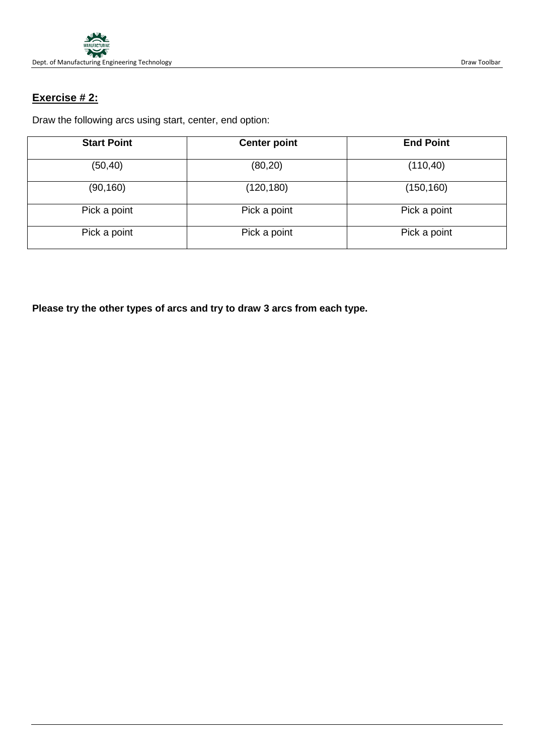## **Exercise # 2:**

Draw the following arcs using start, center, end option:

| **Start Point** | **Center point** | **End Point** |
|---|---|---|
| (50,40) | (80,20) | (110,40) |
| (90,160) | (120,180) | (150,160) |
| Pick a point | Pick a point | Pick a point |
| Pick a point | Pick a point | Pick a point |

**Please try the other types of arcs and try to draw 3 arcs from each type.**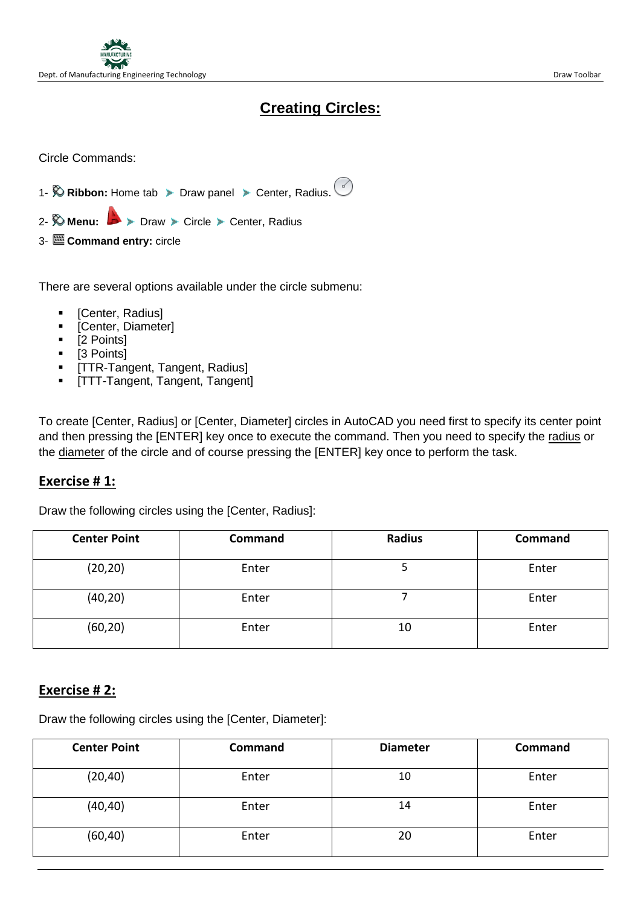# Creating Circles:

Circle Commands:

1- **Ribbon:** Home tab ➤ Draw panel ➤ Center, Radius.

2- **Menu:** ➤ Draw ➤ Circle ➤ Center, Radius

3- **Command entry:** circle

There are several options available under the circle submenu:

- [Center, Radius]
- [Center, Diameter]
- [2 Points]
- [3 Points]
- [TTR-Tangent, Tangent, Radius]
- [TTT-Tangent, Tangent, Tangent]

To create [Center, Radius] or [Center, Diameter] circles in AutoCAD you need first to specify its center point and then pressing the [ENTER] key once to execute the command. Then you need to specify the <u>radius</u> or the <u>diameter</u> of the circle and of course pressing the [ENTER] key once to perform the task.

## Exercise # 1:

Draw the following circles using the [Center, Radius]:

| Center Point | Command | Radius | Command |
|---|---|---|---|
| (20,20) | Enter | 5 | Enter |
| (40,20) | Enter | 7 | Enter |
| (60,20) | Enter | 10 | Enter |

## Exercise # 2:

Draw the following circles using the [Center, Diameter]:

| Center Point | Command | Diameter | Command |
|---|---|---|---|
| (20,40) | Enter | 10 | Enter |
| (40,40) | Enter | 14 | Enter |
| (60,40) | Enter | 20 | Enter |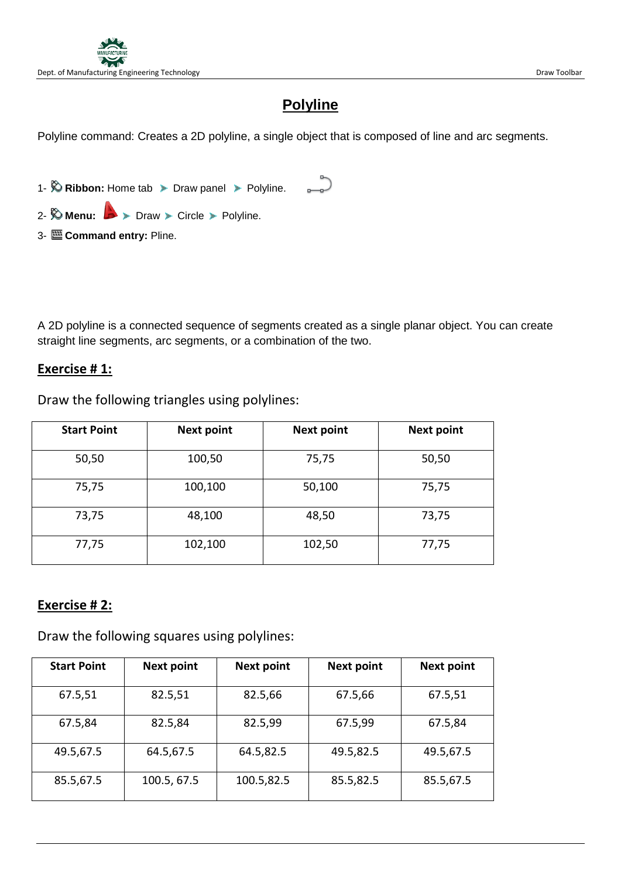# Polyline

Polyline command: Creates a 2D polyline, a single object that is composed of line and arc segments.

1- **Ribbon:** Home tab ➤ Draw panel ➤ Polyline.

2- **Menu:** ➤ Draw ➤ Circle ➤ Polyline.

3- **Command entry:** Pline.

A 2D polyline is a connected sequence of segments created as a single planar object. You can create straight line segments, arc segments, or a combination of the two.

## Exercise # 1:

Draw the following triangles using polylines:

| Start Point | Next point | Next point | Next point |
| --- | --- | --- | --- |
| 50,50 | 100,50 | 75,75 | 50,50 |
| 75,75 | 100,100 | 50,100 | 75,75 |
| 73,75 | 48,100 | 48,50 | 73,75 |
| 77,75 | 102,100 | 102,50 | 77,75 |

## Exercise # 2:

Draw the following squares using polylines:

| Start Point | Next point | Next point | Next point | Next point |
| --- | --- | --- | --- | --- |
| 67.5,51 | 82.5,51 | 82.5,66 | 67.5,66 | 67.5,51 |
| 67.5,84 | 82.5,84 | 82.5,99 | 67.5,99 | 67.5,84 |
| 49.5,67.5 | 64.5,67.5 | 64.5,82.5 | 49.5,82.5 | 49.5,67.5 |
| 85.5,67.5 | 100.5, 67.5 | 100.5,82.5 | 85.5,82.5 | 85.5,67.5 |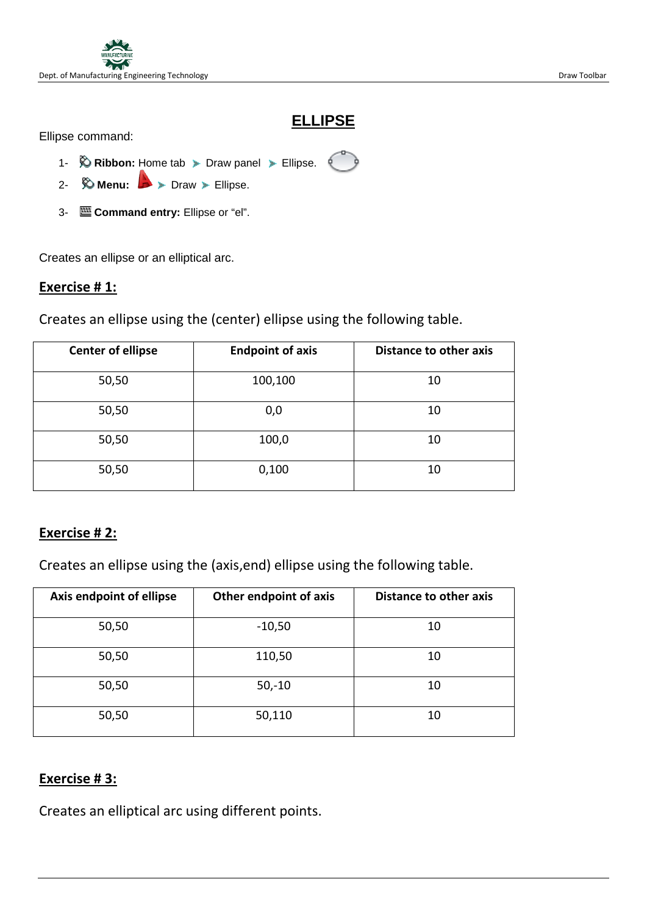# ELLIPSE

Ellipse command:

1- **Ribbon:** Home tab ➤ Draw panel ➤ Ellipse.
2- **Menu:** ➤ Draw ➤ Ellipse.
3- **Command entry:** Ellipse or "el".

Creates an ellipse or an elliptical arc.

## Exercise # 1:

Creates an ellipse using the (center) ellipse using the following table.

| Center of ellipse | Endpoint of axis | Distance to other axis |
|---|---|---|
| 50,50 | 100,100 | 10 |
| 50,50 | 0,0 | 10 |
| 50,50 | 100,0 | 10 |
| 50,50 | 0,100 | 10 |

## Exercise # 2:

Creates an ellipse using the (axis,end) ellipse using the following table.

| Axis endpoint of ellipse | Other endpoint of axis | Distance to other axis |
|---|---|---|
| 50,50 | -10,50 | 10 |
| 50,50 | 110,50 | 10 |
| 50,50 | 50,-10 | 10 |
| 50,50 | 50,110 | 10 |

## Exercise # 3:

Creates an elliptical arc using different points.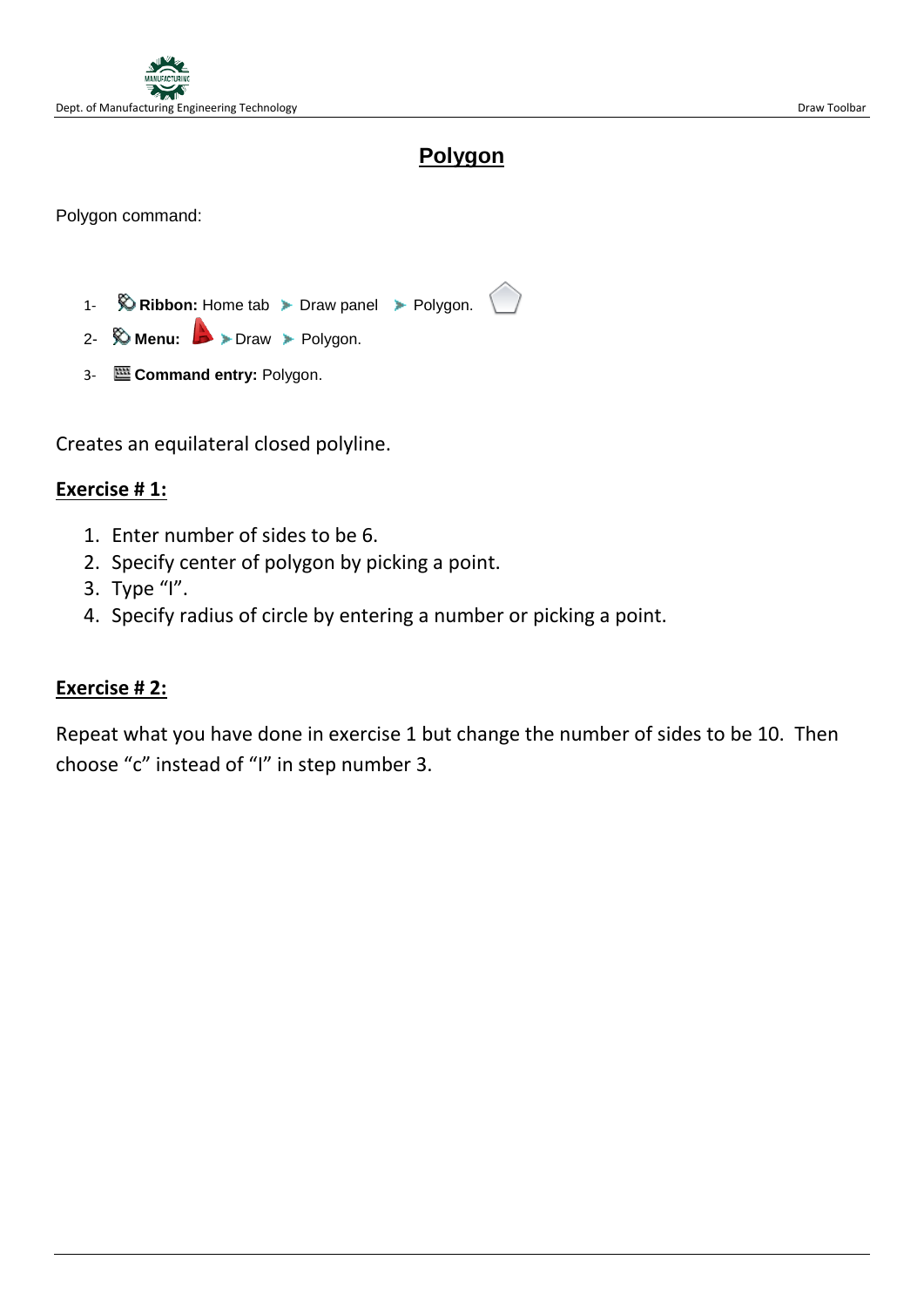# Polygon

Polygon command:

1- **Ribbon:** Home tab ➤ Draw panel ➤ Polygon.

2- **Menu:** ➤ Draw ➤ Polygon.

3- **Command entry:** Polygon.

Creates an equilateral closed polyline.

## Exercise # 1:

1. Enter number of sides to be 6.
2. Specify center of polygon by picking a point.
3. Type “I”.
4. Specify radius of circle by entering a number or picking a point.

## Exercise # 2:

Repeat what you have done in exercise 1 but change the number of sides to be 10. Then choose “c” instead of “I” in step number 3.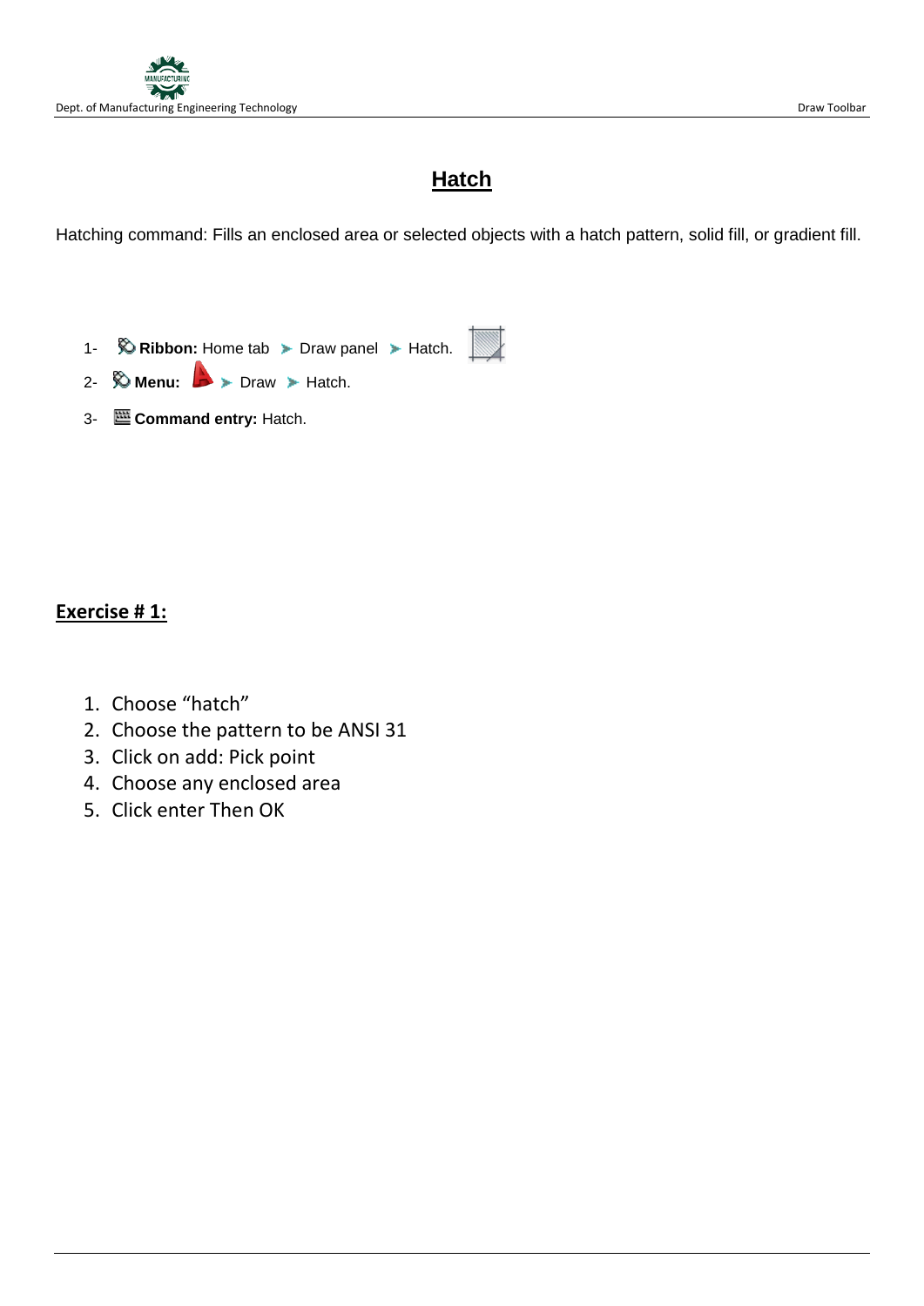# Hatch

Hatching command: Fills an enclosed area or selected objects with a hatch pattern, solid fill, or gradient fill.

1- **Ribbon:** Home tab ➤ Draw panel ➤ Hatch.

2- **Menu:** ➤ Draw ➤ Hatch.

3- **Command entry:** Hatch.

## Exercise # 1:

1. Choose "hatch"
2. Choose the pattern to be ANSI 31
3. Click on add: Pick point
4. Choose any enclosed area
5. Click enter Then OK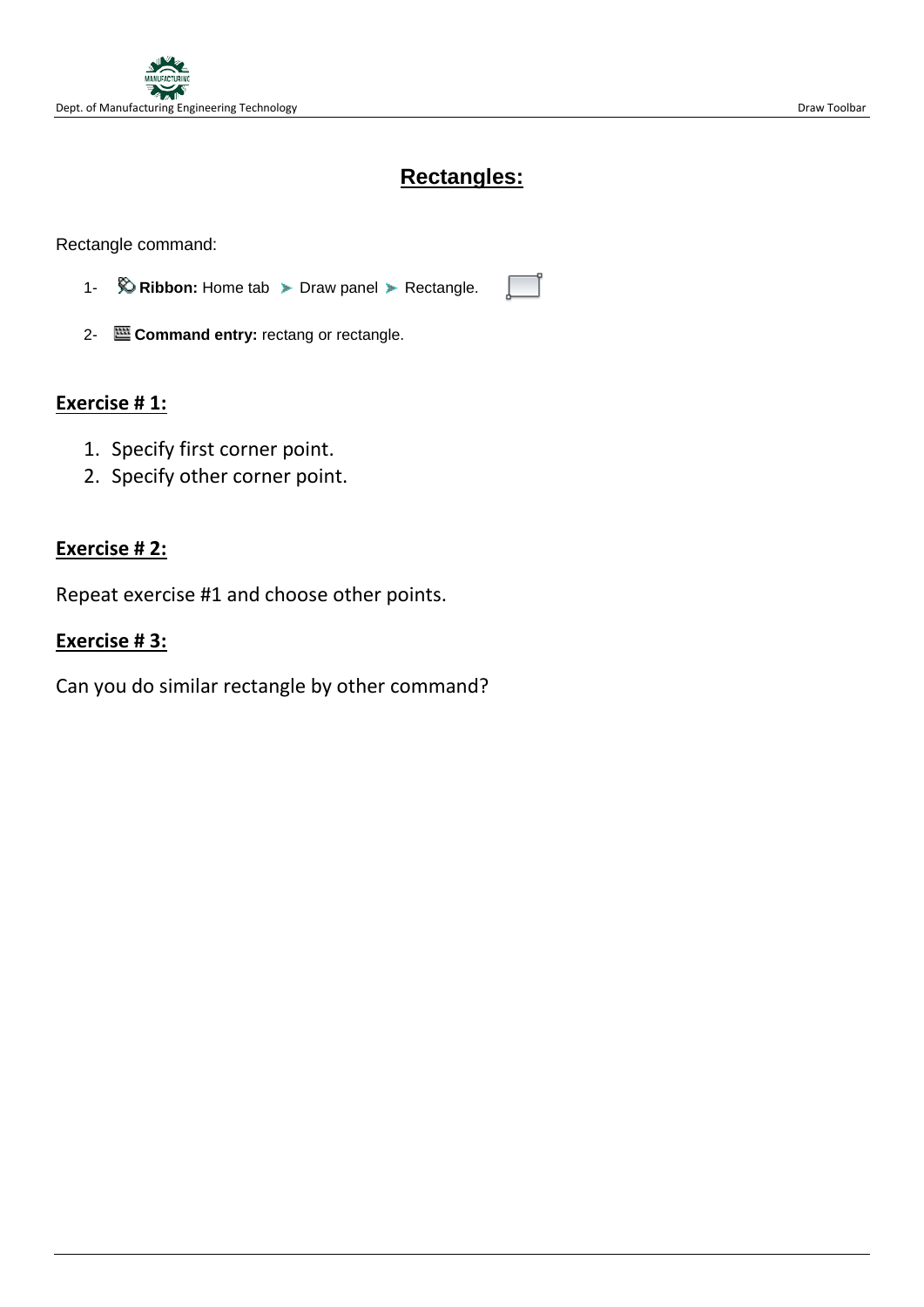# Rectangles:

Rectangle command:

1- **Ribbon:** Home tab ➤ Draw panel ➤ Rectangle.

2- **Command entry:** rectang or rectangle.

## Exercise # 1:

1. Specify first corner point.
2. Specify other corner point.

## Exercise # 2:

Repeat exercise #1 and choose other points.

## Exercise # 3:

Can you do similar rectangle by other command?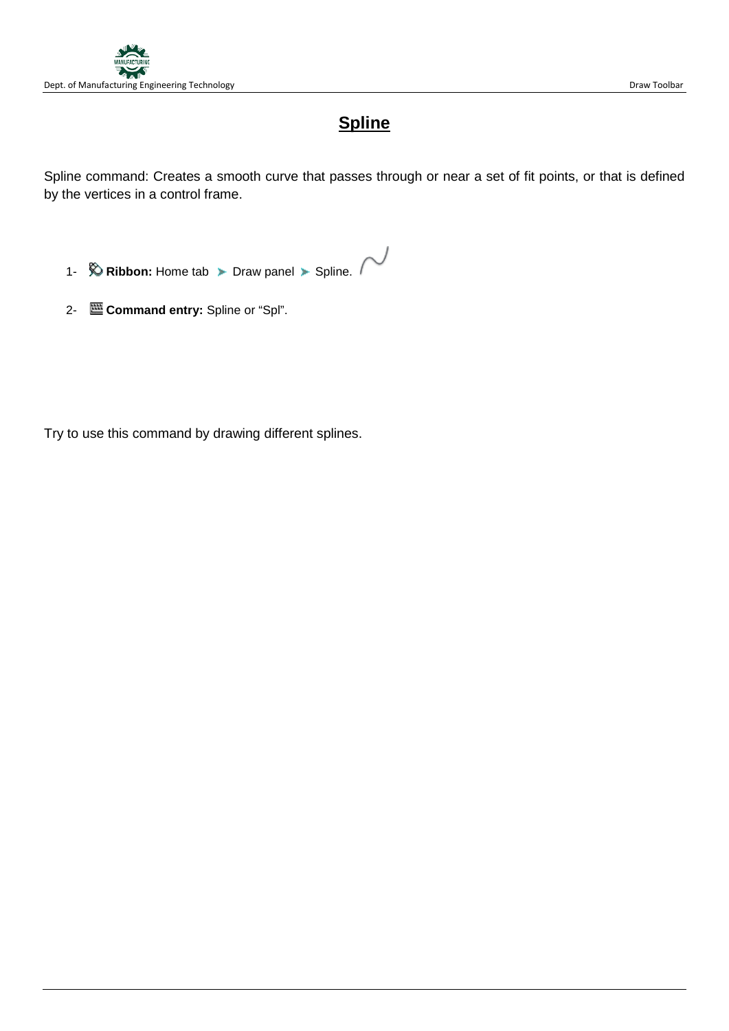# Spline

Spline command: Creates a smooth curve that passes through or near a set of fit points, or that is defined by the vertices in a control frame.

1- **Ribbon:** Home tab ➤ Draw panel ➤ Spline.

2- **Command entry:** Spline or "Spl".

Try to use this command by drawing different splines.